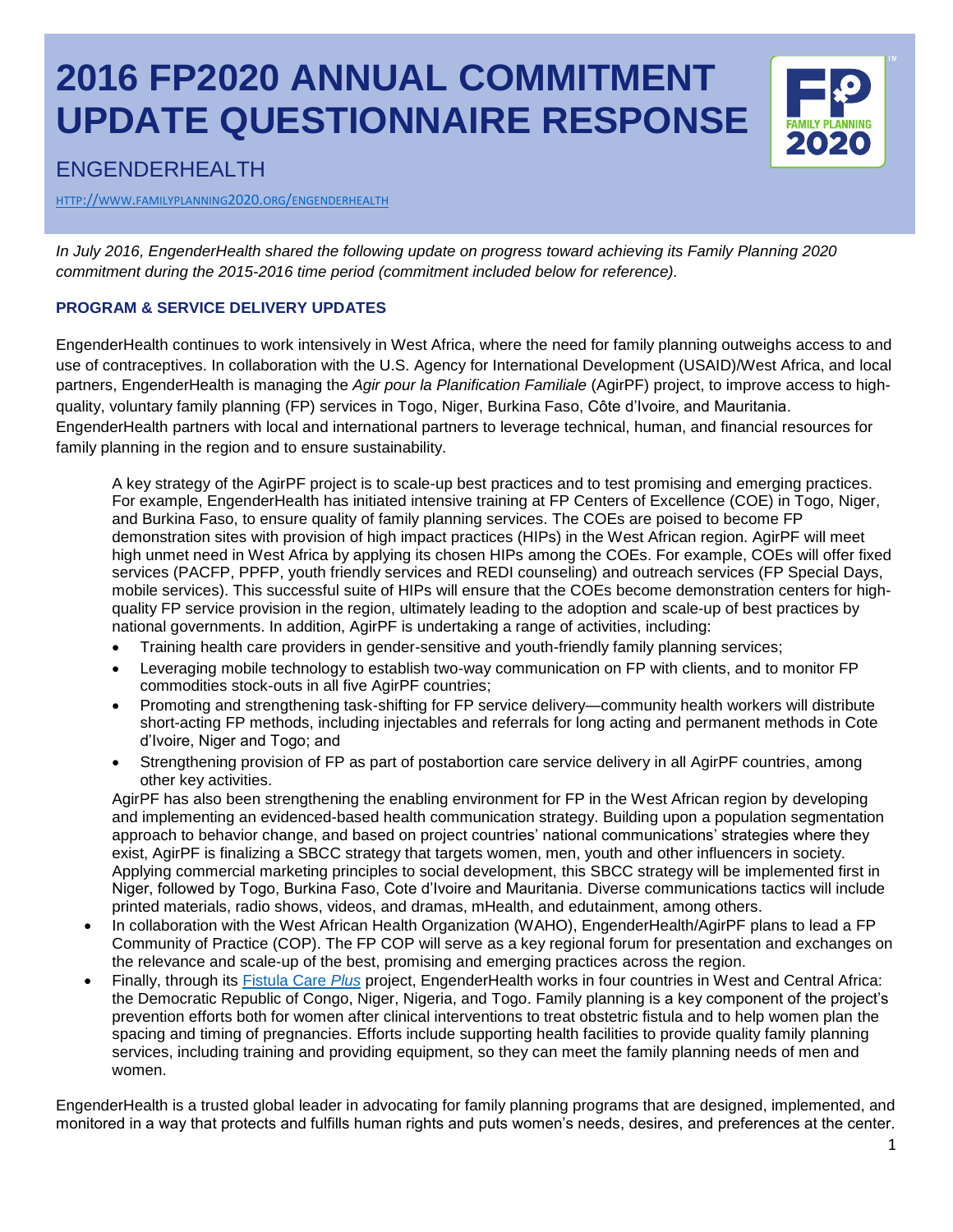# 2016 FP2020 ANNUAL COMMITMENT UPDATE QUESTIONNAIRE RESPONSE

## ENGENDERHEALTH

HTTP://WWW.FAMILYPLANNING2020.ORG/ENGENDERHEALTH

*In July 2016, EngenderHealth shared the following update on progress toward achieving its Family Planning 2020 commitment during the 2015-2016 time period (commitment included below for reference).*

### PROGRAM & SERVICE DELIVERY UPDATES

EngenderHealth continues to work intensively in West Africa, where the need for family planning outweighs access to and use of contraceptives. In collaboration with the U.S. Agency for International Development (USAID)/West Africa, and local partners, EngenderHealth is managing the *Agir pour la Planification Familiale* (AgirPF) project, to improve access to high-quality, voluntary family planning (FP) services in Togo, Niger, Burkina Faso, Côte d'Ivoire, and Mauritania. EngenderHealth partners with local and international partners to leverage technical, human, and financial resources for family planning in the region and to ensure sustainability.

A key strategy of the AgirPF project is to scale-up best practices and to test promising and emerging practices. For example, EngenderHealth has initiated intensive training at FP Centers of Excellence (COE) in Togo, Niger, and Burkina Faso, to ensure quality of family planning services. The COEs are poised to become FP demonstration sites with provision of high impact practices (HIPs) in the West African region. AgirPF will meet high unmet need in West Africa by applying its chosen HIPs among the COEs. For example, COEs will offer fixed services (PACFP, PPFP, youth friendly services and REDI counseling) and outreach services (FP Special Days, mobile services). This successful suite of HIPs will ensure that the COEs become demonstration centers for high-quality FP service provision in the region, ultimately leading to the adoption and scale-up of best practices by national governments. In addition, AgirPF is undertaking a range of activities, including:

- Training health care providers in gender-sensitive and youth-friendly family planning services;
- Leveraging mobile technology to establish two-way communication on FP with clients, and to monitor FP commodities stock-outs in all five AgirPF countries;
- Promoting and strengthening task-shifting for FP service delivery—community health workers will distribute short-acting FP methods, including injectables and referrals for long acting and permanent methods in Cote d'Ivoire, Niger and Togo; and
- Strengthening provision of FP as part of postabortion care service delivery in all AgirPF countries, among other key activities.

AgirPF has also been strengthening the enabling environment for FP in the West African region by developing and implementing an evidenced-based health communication strategy. Building upon a population segmentation approach to behavior change, and based on project countries' national communications' strategies where they exist, AgirPF is finalizing a SBCC strategy that targets women, men, youth and other influencers in society. Applying commercial marketing principles to social development, this SBCC strategy will be implemented first in Niger, followed by Togo, Burkina Faso, Cote d'Ivoire and Mauritania. Diverse communications tactics will include printed materials, radio shows, videos, and dramas, mHealth, and edutainment, among others.

- In collaboration with the West African Health Organization (WAHO), EngenderHealth/AgirPF plans to lead a FP Community of Practice (COP). The FP COP will serve as a key regional forum for presentation and exchanges on the relevance and scale-up of the best, promising and emerging practices across the region.
- Finally, through its Fistula Care *Plus* project, EngenderHealth works in four countries in West and Central Africa: the Democratic Republic of Congo, Niger, Nigeria, and Togo. Family planning is a key component of the project's prevention efforts both for women after clinical interventions to treat obstetric fistula and to help women plan the spacing and timing of pregnancies. Efforts include supporting health facilities to provide quality family planning services, including training and providing equipment, so they can meet the family planning needs of men and women.

EngenderHealth is a trusted global leader in advocating for family planning programs that are designed, implemented, and monitored in a way that protects and fulfills human rights and puts women's needs, desires, and preferences at the center.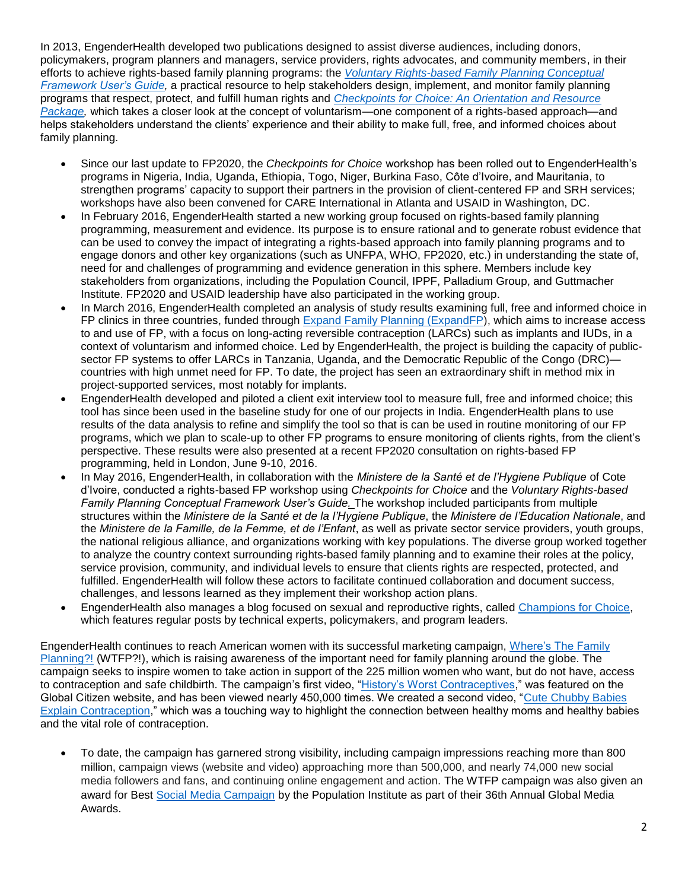In 2013, EngenderHealth developed two publications designed to assist diverse audiences, including donors, policymakers, program planners and managers, service providers, rights advocates, and community members, in their efforts to achieve rights-based family planning programs: the *Voluntary Rights-based Family Planning Conceptual Framework User's Guide,* a practical resource to help stakeholders design, implement, and monitor family planning programs that respect, protect, and fulfill human rights and *Checkpoints for Choice: An Orientation and Resource Package,* which takes a closer look at the concept of voluntarism—one component of a rights-based approach—and helps stakeholders understand the clients' experience and their ability to make full, free, and informed choices about family planning.

- Since our last update to FP2020, the *Checkpoints for Choice* workshop has been rolled out to EngenderHealth's programs in Nigeria, India, Uganda, Ethiopia, Togo, Niger, Burkina Faso, Côte d'Ivoire, and Mauritania, to strengthen programs' capacity to support their partners in the provision of client-centered FP and SRH services; workshops have also been convened for CARE International in Atlanta and USAID in Washington, DC.
- In February 2016, EngenderHealth started a new working group focused on rights-based family planning programming, measurement and evidence. Its purpose is to ensure rational and to generate robust evidence that can be used to convey the impact of integrating a rights-based approach into family planning programs and to engage donors and other key organizations (such as UNFPA, WHO, FP2020, etc.) in understanding the state of, need for and challenges of programming and evidence generation in this sphere. Members include key stakeholders from organizations, including the Population Council, IPPF, Palladium Group, and Guttmacher Institute. FP2020 and USAID leadership have also participated in the working group.
- In March 2016, EngenderHealth completed an analysis of study results examining full, free and informed choice in FP clinics in three countries, funded through Expand Family Planning (ExpandFP), which aims to increase access to and use of FP, with a focus on long-acting reversible contraception (LARCs) such as implants and IUDs, in a context of voluntarism and informed choice. Led by EngenderHealth, the project is building the capacity of public-sector FP systems to offer LARCs in Tanzania, Uganda, and the Democratic Republic of the Congo (DRC)—countries with high unmet need for FP. To date, the project has seen an extraordinary shift in method mix in project-supported services, most notably for implants.
- EngenderHealth developed and piloted a client exit interview tool to measure full, free and informed choice; this tool has since been used in the baseline study for one of our projects in India. EngenderHealth plans to use results of the data analysis to refine and simplify the tool so that is can be used in routine monitoring of our FP programs, which we plan to scale-up to other FP programs to ensure monitoring of clients rights, from the client's perspective. These results were also presented at a recent FP2020 consultation on rights-based FP programming, held in London, June 9-10, 2016.
- In May 2016, EngenderHealth, in collaboration with the *Ministere de la Santé et de l'Hygiene Publique* of Cote d'Ivoire, conducted a rights-based FP workshop using *Checkpoints for Choice* and the *Voluntary Rights-based Family Planning Conceptual Framework User's Guide.* The workshop included participants from multiple structures within the *Ministere de la Santé et de la l'Hygiene Publique*, the *Ministere de l'Education Nationale*, and the *Ministere de la Famille, de la Femme, et de l'Enfant*, as well as private sector service providers, youth groups, the national religious alliance, and organizations working with key populations. The diverse group worked together to analyze the country context surrounding rights-based family planning and to examine their roles at the policy, service provision, community, and individual levels to ensure that clients rights are respected, protected, and fulfilled. EngenderHealth will follow these actors to facilitate continued collaboration and document success, challenges, and lessons learned as they implement their workshop action plans.
- EngenderHealth also manages a blog focused on sexual and reproductive rights, called Champions for Choice, which features regular posts by technical experts, policymakers, and program leaders.

EngenderHealth continues to reach American women with its successful marketing campaign, Where's The Family Planning?! (WTFP?!), which is raising awareness of the important need for family planning around the globe. The campaign seeks to inspire women to take action in support of the 225 million women who want, but do not have, access to contraception and safe childbirth. The campaign's first video, "History's Worst Contraceptives," was featured on the Global Citizen website, and has been viewed nearly 450,000 times. We created a second video, "Cute Chubby Babies Explain Contraception," which was a touching way to highlight the connection between healthy moms and healthy babies and the vital role of contraception.

- To date, the campaign has garnered strong visibility, including campaign impressions reaching more than 800 million, campaign views (website and video) approaching more than 500,000, and nearly 74,000 new social media followers and fans, and continuing online engagement and action. The WTFP campaign was also given an award for Best Social Media Campaign by the Population Institute as part of their 36th Annual Global Media Awards.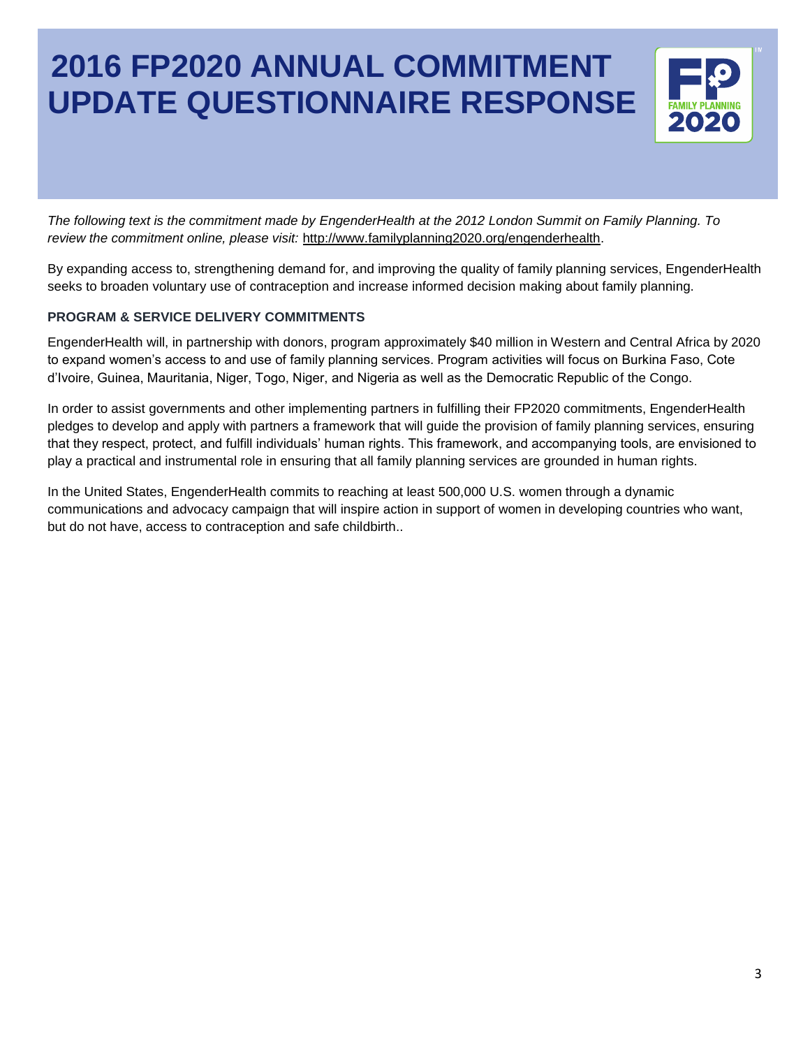# 2016 FP2020 ANNUAL COMMITMENT UPDATE QUESTIONNAIRE RESPONSE

*The following text is the commitment made by EngenderHealth at the 2012 London Summit on Family Planning. To review the commitment online, please visit:* http://www.familyplanning2020.org/engenderhealth.

By expanding access to, strengthening demand for, and improving the quality of family planning services, EngenderHealth seeks to broaden voluntary use of contraception and increase informed decision making about family planning.

**PROGRAM & SERVICE DELIVERY COMMITMENTS**

EngenderHealth will, in partnership with donors, program approximately $40 million in Western and Central Africa by 2020 to expand women's access to and use of family planning services. Program activities will focus on Burkina Faso, Cote d'Ivoire, Guinea, Mauritania, Niger, Togo, Niger, and Nigeria as well as the Democratic Republic of the Congo.

In order to assist governments and other implementing partners in fulfilling their FP2020 commitments, EngenderHealth pledges to develop and apply with partners a framework that will guide the provision of family planning services, ensuring that they respect, protect, and fulfill individuals' human rights. This framework, and accompanying tools, are envisioned to play a practical and instrumental role in ensuring that all family planning services are grounded in human rights.

In the United States, EngenderHealth commits to reaching at least 500,000 U.S. women through a dynamic communications and advocacy campaign that will inspire action in support of women in developing countries who want, but do not have, access to contraception and safe childbirth..